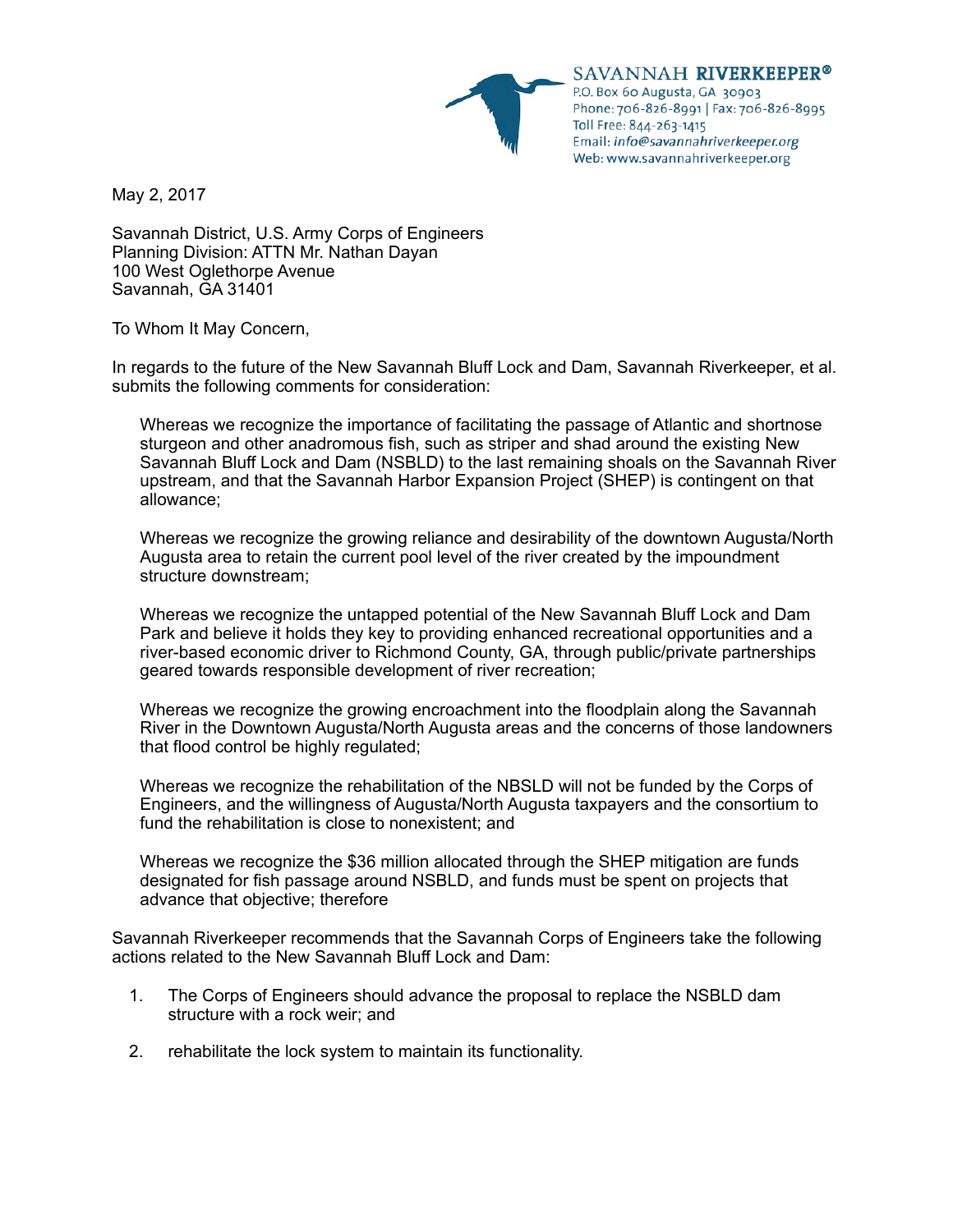SAVANNAH **RIVERKEEPER**®
P.O. Box 60 Augusta, GA 30903
Phone: 706-826-8991 | Fax: 706-826-8995
Toll Free: 844-263-1415
Email: *info@savannahriverkeeper.org*
Web: www.savannahriverkeeper.org

May 2, 2017

Savannah District, U.S. Army Corps of Engineers
Planning Division: ATTN Mr. Nathan Dayan
100 West Oglethorpe Avenue
Savannah, GA 31401

To Whom It May Concern,

In regards to the future of the New Savannah Bluff Lock and Dam, Savannah Riverkeeper, et al. submits the following comments for consideration:

> Whereas we recognize the importance of facilitating the passage of Atlantic and shortnose sturgeon and other anadromous fish, such as striper and shad around the existing New Savannah Bluff Lock and Dam (NSBLD) to the last remaining shoals on the Savannah River upstream, and that the Savannah Harbor Expansion Project (SHEP) is contingent on that allowance;
>
> Whereas we recognize the growing reliance and desirability of the downtown Augusta/North Augusta area to retain the current pool level of the river created by the impoundment structure downstream;
>
> Whereas we recognize the untapped potential of the New Savannah Bluff Lock and Dam Park and believe it holds they key to providing enhanced recreational opportunities and a river-based economic driver to Richmond County, GA, through public/private partnerships geared towards responsible development of river recreation;
>
> Whereas we recognize the growing encroachment into the floodplain along the Savannah River in the Downtown Augusta/North Augusta areas and the concerns of those landowners that flood control be highly regulated;
>
> Whereas we recognize the rehabilitation of the NBSLD will not be funded by the Corps of Engineers, and the willingness of Augusta/North Augusta taxpayers and the consortium to fund the rehabilitation is close to nonexistent; and
>
> Whereas we recognize the $36 million allocated through the SHEP mitigation are funds designated for fish passage around NSBLD, and funds must be spent on projects that advance that objective; therefore

Savannah Riverkeeper recommends that the Savannah Corps of Engineers take the following actions related to the New Savannah Bluff Lock and Dam:

1. The Corps of Engineers should advance the proposal to replace the NSBLD dam structure with a rock weir; and
2. rehabilitate the lock system to maintain its functionality.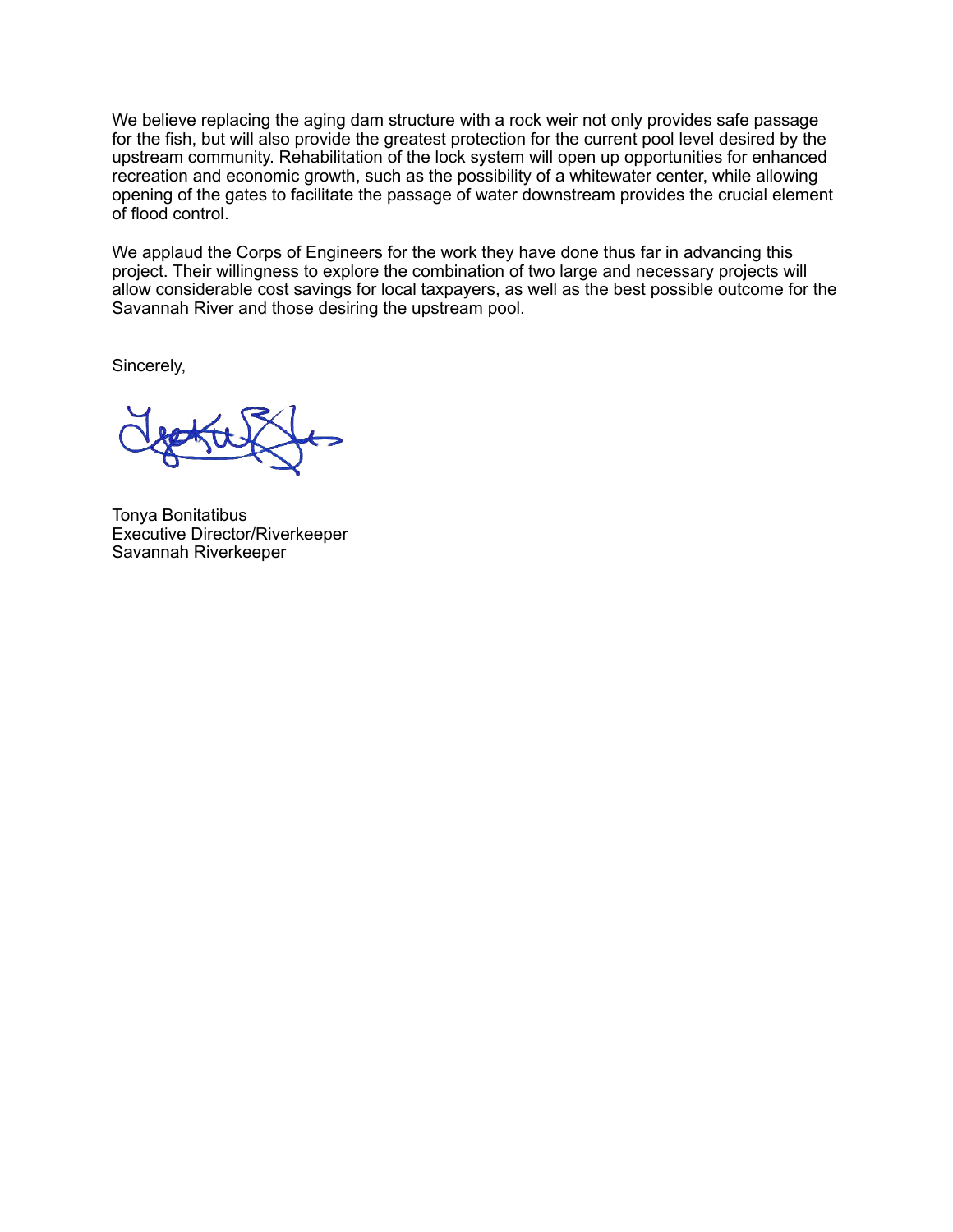We believe replacing the aging dam structure with a rock weir not only provides safe passage for the fish, but will also provide the greatest protection for the current pool level desired by the upstream community. Rehabilitation of the lock system will open up opportunities for enhanced recreation and economic growth, such as the possibility of a whitewater center, while allowing opening of the gates to facilitate the passage of water downstream provides the crucial element of flood control.

We applaud the Corps of Engineers for the work they have done thus far in advancing this project. Their willingness to explore the combination of two large and necessary projects will allow considerable cost savings for local taxpayers, as well as the best possible outcome for the Savannah River and those desiring the upstream pool.

Sincerely,

Tonya Bonitatibus
Executive Director/Riverkeeper
Savannah Riverkeeper